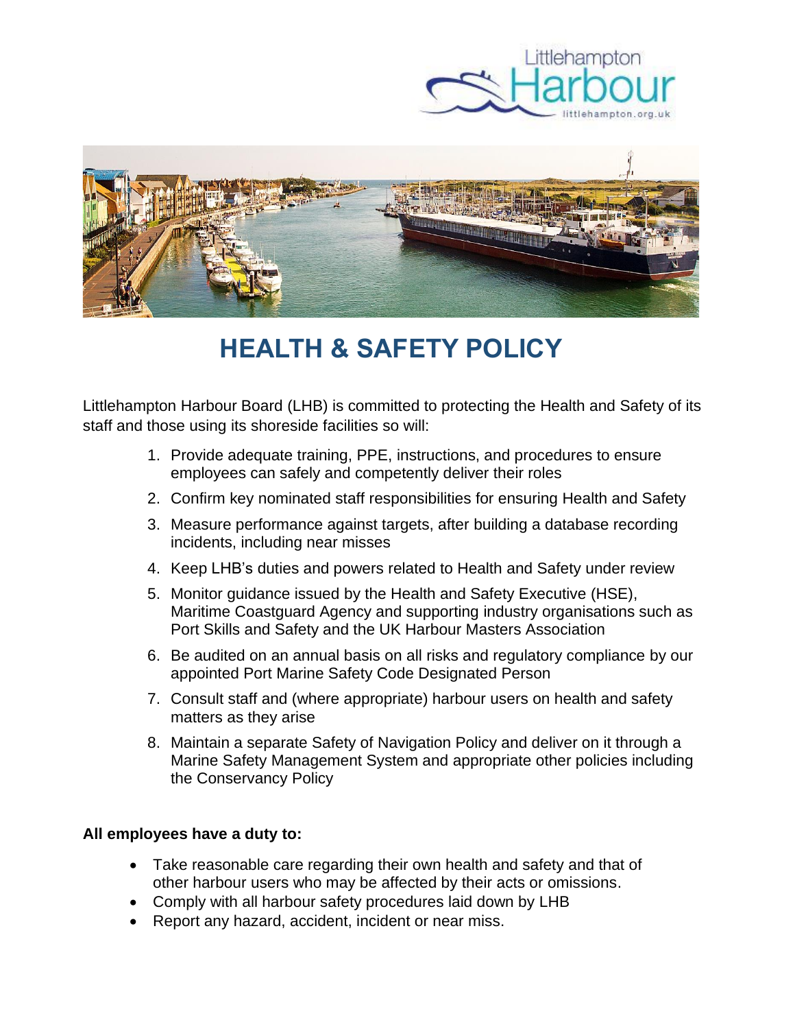# HEALTH & SAFETY POLICY

Littlehampton Harbour Board (LHB) is committed to protecting the Health and Safety of its staff and those using its shoreside facilities so will:

1. Provide adequate training, PPE, instructions, and procedures to ensure employees can safely and competently deliver their roles
2. Confirm key nominated staff responsibilities for ensuring Health and Safety
3. Measure performance against targets, after building a database recording incidents, including near misses
4. Keep LHB's duties and powers related to Health and Safety under review
5. Monitor guidance issued by the Health and Safety Executive (HSE), Maritime Coastguard Agency and supporting industry organisations such as Port Skills and Safety and the UK Harbour Masters Association
6. Be audited on an annual basis on all risks and regulatory compliance by our appointed Port Marine Safety Code Designated Person
7. Consult staff and (where appropriate) harbour users on health and safety matters as they arise
8. Maintain a separate Safety of Navigation Policy and deliver on it through a Marine Safety Management System and appropriate other policies including the Conservancy Policy

**All employees have a duty to:**

- Take reasonable care regarding their own health and safety and that of other harbour users who may be affected by their acts or omissions.
- Comply with all harbour safety procedures laid down by LHB
- Report any hazard, accident, incident or near miss.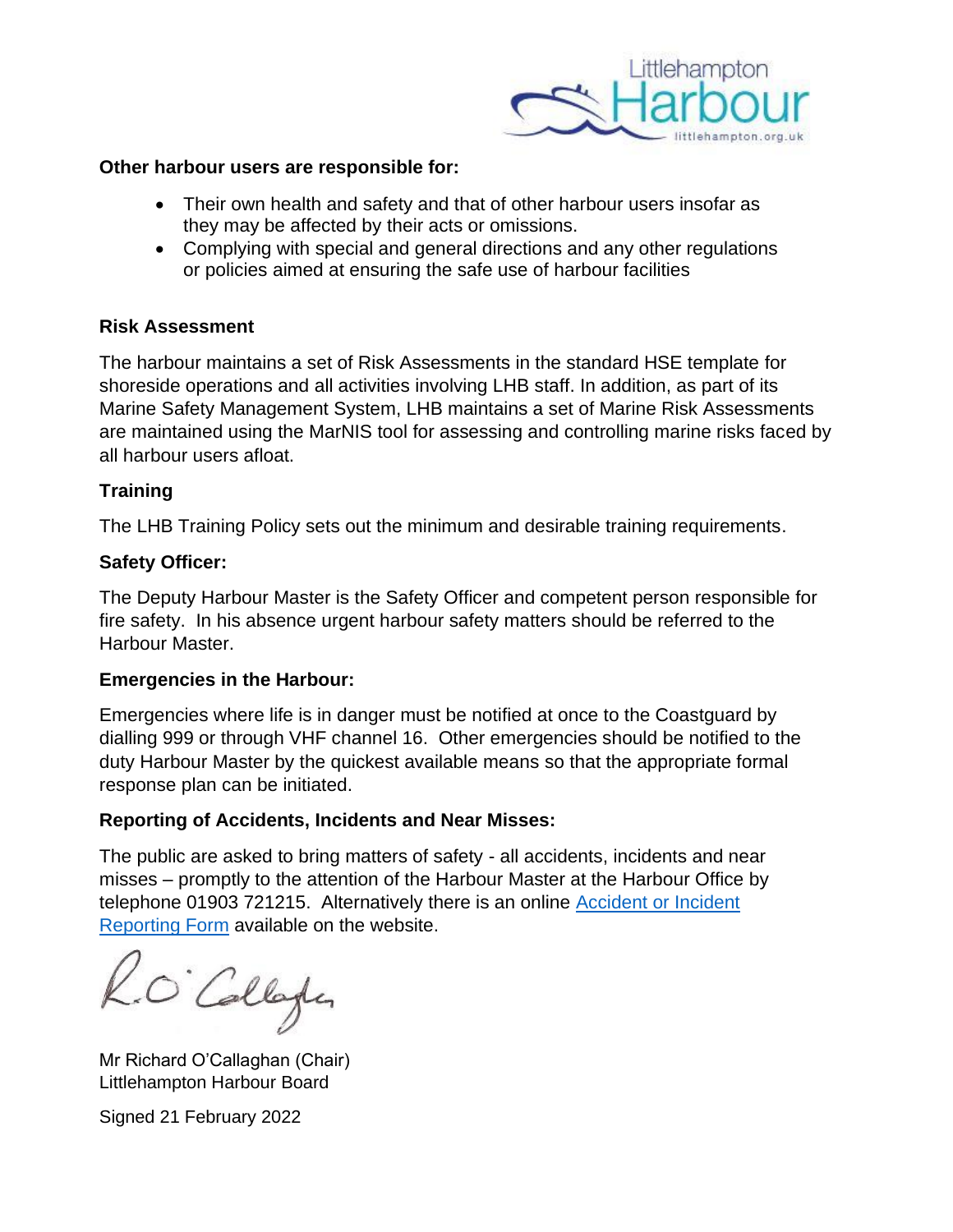**Other harbour users are responsible for:**

- Their own health and safety and that of other harbour users insofar as they may be affected by their acts or omissions.
- Complying with special and general directions and any other regulations or policies aimed at ensuring the safe use of harbour facilities

**Risk Assessment**

The harbour maintains a set of Risk Assessments in the standard HSE template for shoreside operations and all activities involving LHB staff. In addition, as part of its Marine Safety Management System, LHB maintains a set of Marine Risk Assessments are maintained using the MarNIS tool for assessing and controlling marine risks faced by all harbour users afloat.

**Training**

The LHB Training Policy sets out the minimum and desirable training requirements.

**Safety Officer:**

The Deputy Harbour Master is the Safety Officer and competent person responsible for fire safety. In his absence urgent harbour safety matters should be referred to the Harbour Master.

**Emergencies in the Harbour:**

Emergencies where life is in danger must be notified at once to the Coastguard by dialling 999 or through VHF channel 16. Other emergencies should be notified to the duty Harbour Master by the quickest available means so that the appropriate formal response plan can be initiated.

**Reporting of Accidents, Incidents and Near Misses:**

The public are asked to bring matters of safety - all accidents, incidents and near misses – promptly to the attention of the Harbour Master at the Harbour Office by telephone 01903 721215. Alternatively there is an online [Accident or Incident Reporting Form] available on the website.

Mr Richard O'Callaghan (Chair)
Littlehampton Harbour Board

Signed 21 February 2022